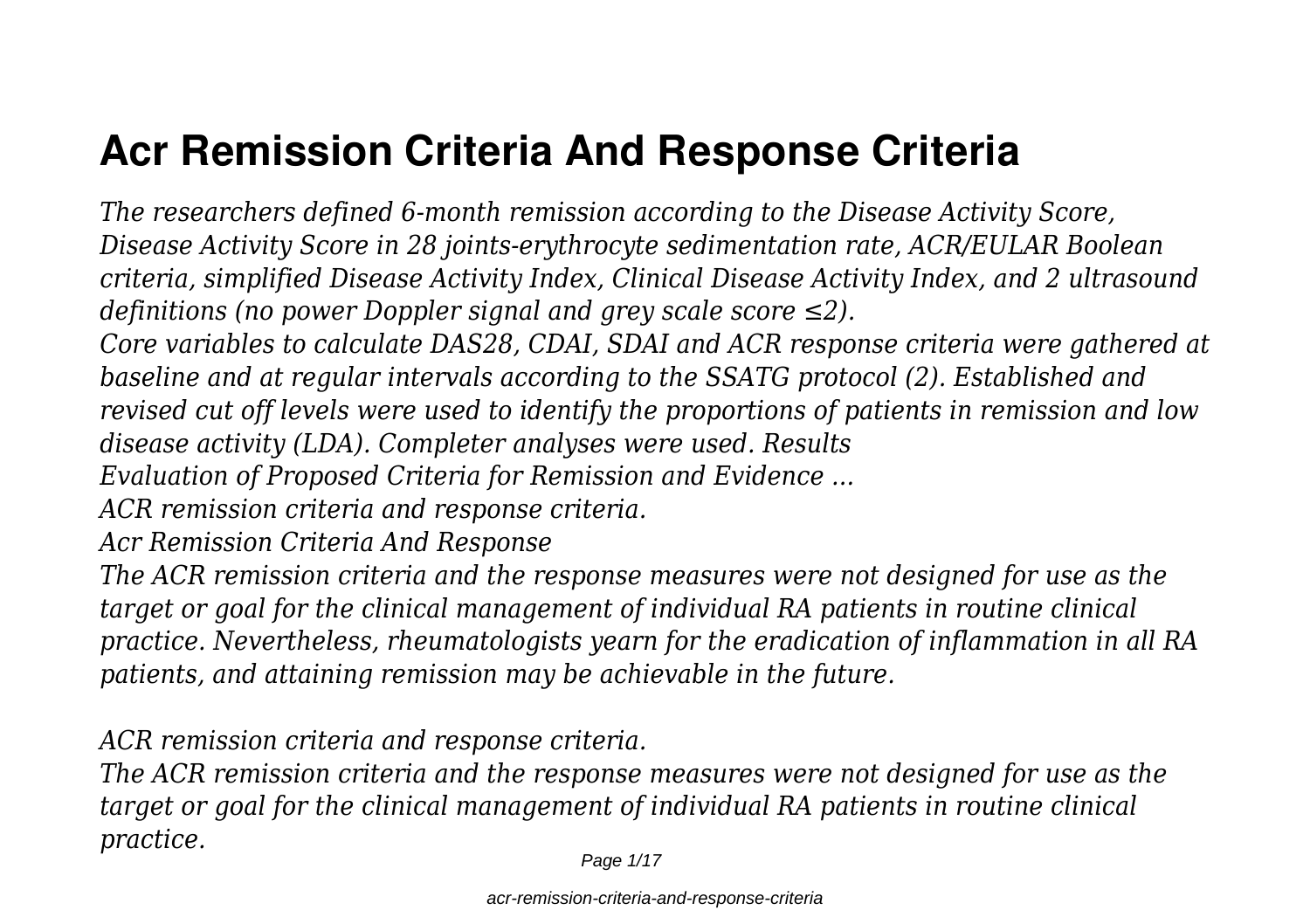# Acr Remission Criteria And Response Criteria

*The researchers defined 6-month remission according to the Disease Activity Score, Disease Activity Score in 28 joints-erythrocyte sedimentation rate, ACR/EULAR Boolean criteria, simplified Disease Activity Index, Clinical Disease Activity Index, and 2 ultrasound definitions (no power Doppler signal and grey scale score ≤2).*

*Core variables to calculate DAS28, CDAI, SDAI and ACR response criteria were gathered at baseline and at regular intervals according to the SSATG protocol (2). Established and revised cut off levels were used to identify the proportions of patients in remission and low disease activity (LDA). Completer analyses were used. Results*

*Evaluation of Proposed Criteria for Remission and Evidence ...*

*ACR remission criteria and response criteria.*

*Acr Remission Criteria And Response*

*The ACR remission criteria and the response measures were not designed for use as the target or goal for the clinical management of individual RA patients in routine clinical practice. Nevertheless, rheumatologists yearn for the eradication of inflammation in all RA patients, and attaining remission may be achievable in the future.*

*ACR remission criteria and response criteria.*

*The ACR remission criteria and the response measures were not designed for use as the target or goal for the clinical management of individual RA patients in routine clinical practice.*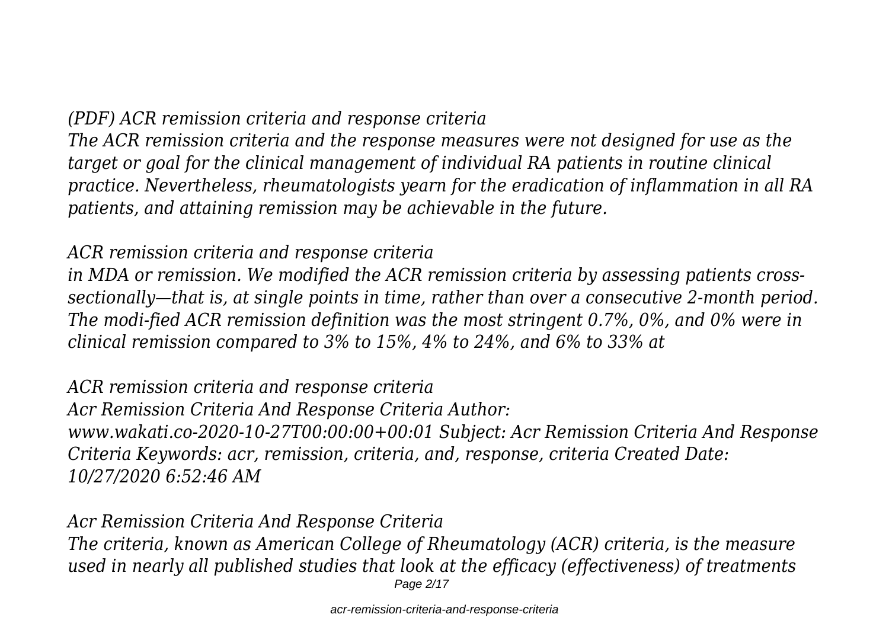*(PDF) ACR remission criteria and response criteria*

*The ACR remission criteria and the response measures were not designed for use as the target or goal for the clinical management of individual RA patients in routine clinical practice. Nevertheless, rheumatologists yearn for the eradication of inflammation in all RA patients, and attaining remission may be achievable in the future.*

*ACR remission criteria and response criteria*

*in MDA or remission. We modified the ACR remission criteria by assessing patients cross-sectionally—that is, at single points in time, rather than over a consecutive 2-month period. The modi-fied ACR remission definition was the most stringent 0.7%, 0%, and 0% were in clinical remission compared to 3% to 15%, 4% to 24%, and 6% to 33% at*

*ACR remission criteria and response criteria*

*Acr Remission Criteria And Response Criteria Author: www.wakati.co-2020-10-27T00:00:00+00:01 Subject: Acr Remission Criteria And Response Criteria Keywords: acr, remission, criteria, and, response, criteria Created Date: 10/27/2020 6:52:46 AM*

*Acr Remission Criteria And Response Criteria*

*The criteria, known as American College of Rheumatology (ACR) criteria, is the measure used in nearly all published studies that look at the efficacy (effectiveness) of treatments*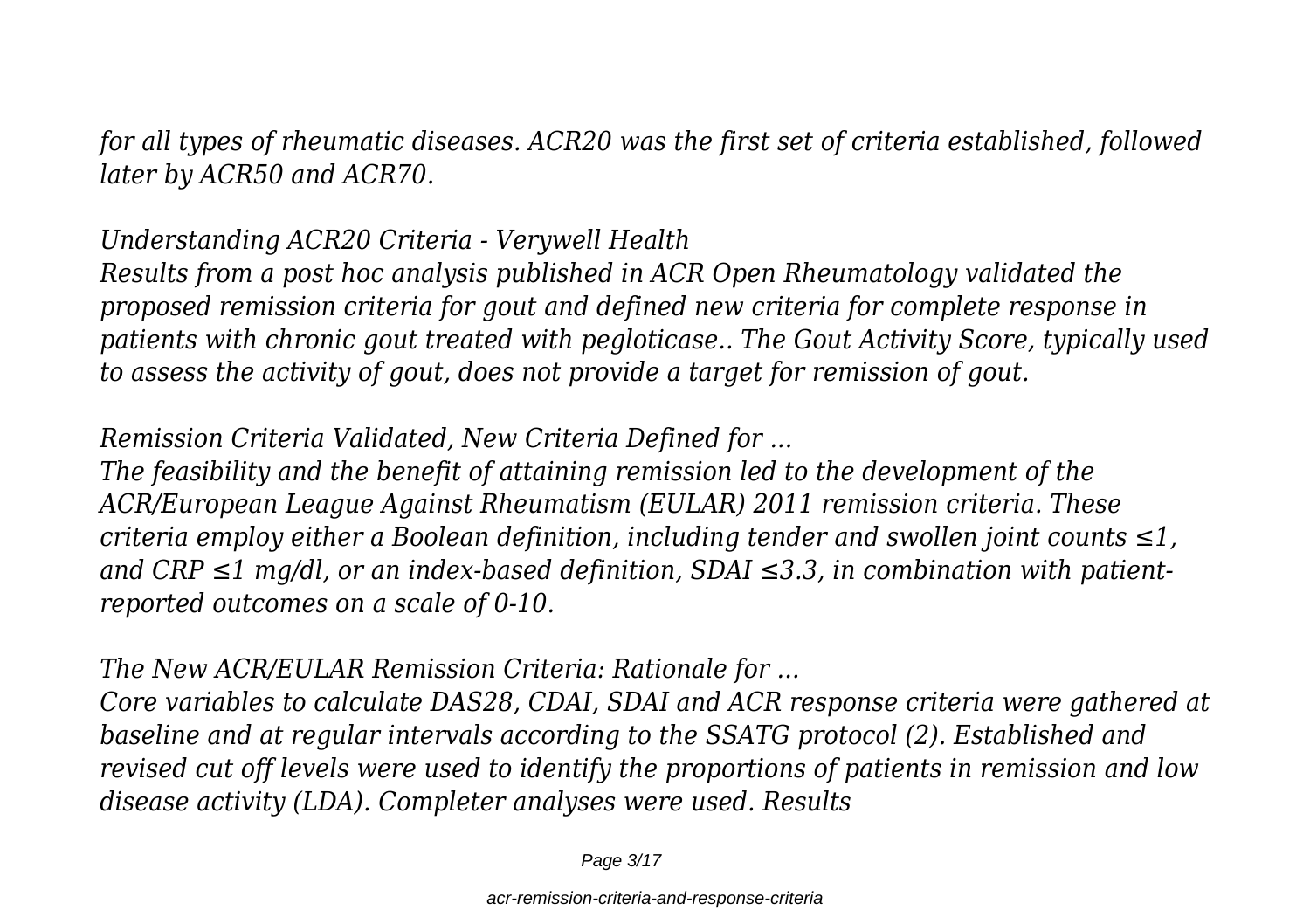*for all types of rheumatic diseases. ACR20 was the first set of criteria established, followed later by ACR50 and ACR70.*

*Understanding ACR20 Criteria - Verywell Health*

*Results from a post hoc analysis published in ACR Open Rheumatology validated the proposed remission criteria for gout and defined new criteria for complete response in patients with chronic gout treated with pegloticase.. The Gout Activity Score, typically used to assess the activity of gout, does not provide a target for remission of gout.*

*Remission Criteria Validated, New Criteria Defined for ...*

*The feasibility and the benefit of attaining remission led to the development of the ACR/European League Against Rheumatism (EULAR) 2011 remission criteria. These criteria employ either a Boolean definition, including tender and swollen joint counts ≤1, and CRP ≤1 mg/dl, or an index-based definition, SDAI ≤3.3, in combination with patient-reported outcomes on a scale of 0-10.*

*The New ACR/EULAR Remission Criteria: Rationale for ...*

*Core variables to calculate DAS28, CDAI, SDAI and ACR response criteria were gathered at baseline and at regular intervals according to the SSATG protocol (2). Established and revised cut off levels were used to identify the proportions of patients in remission and low disease activity (LDA). Completer analyses were used. Results*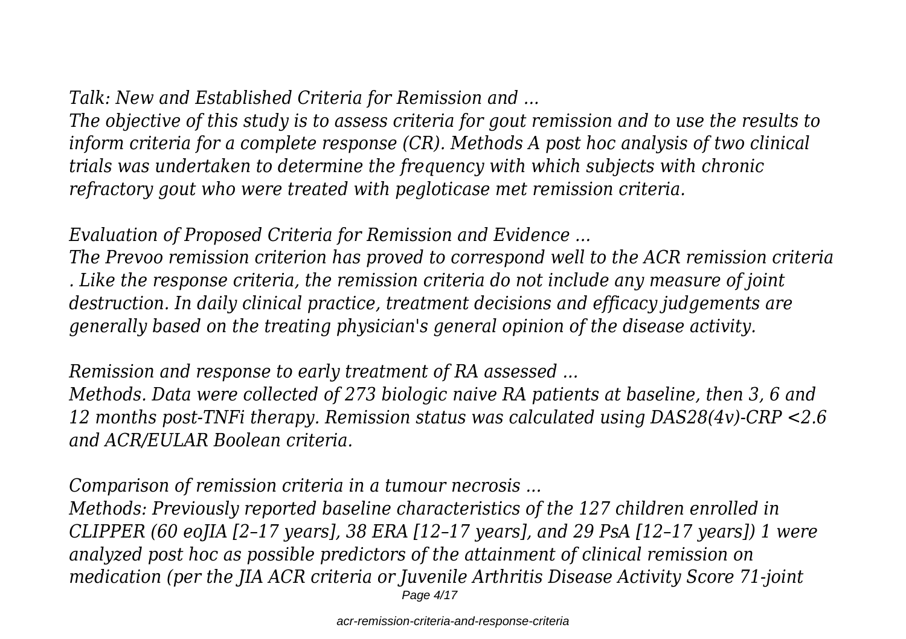*Talk: New and Established Criteria for Remission and ...*

*The objective of this study is to assess criteria for gout remission and to use the results to inform criteria for a complete response (CR). Methods A post hoc analysis of two clinical trials was undertaken to determine the frequency with which subjects with chronic refractory gout who were treated with pegloticase met remission criteria.*

*Evaluation of Proposed Criteria for Remission and Evidence ...*

*The Prevoo remission criterion has proved to correspond well to the ACR remission criteria . Like the response criteria, the remission criteria do not include any measure of joint destruction. In daily clinical practice, treatment decisions and efficacy judgements are generally based on the treating physician's general opinion of the disease activity.*

*Remission and response to early treatment of RA assessed ...*

*Methods. Data were collected of 273 biologic naive RA patients at baseline, then 3, 6 and 12 months post-TNFi therapy. Remission status was calculated using DAS28(4v)-CRP <2.6 and ACR/EULAR Boolean criteria.*

*Comparison of remission criteria in a tumour necrosis ...*

*Methods: Previously reported baseline characteristics of the 127 children enrolled in CLIPPER (60 eoJIA [2–17 years], 38 ERA [12–17 years], and 29 PsA [12–17 years]) 1 were analyzed post hoc as possible predictors of the attainment of clinical remission on medication (per the JIA ACR criteria or Juvenile Arthritis Disease Activity Score 71-joint*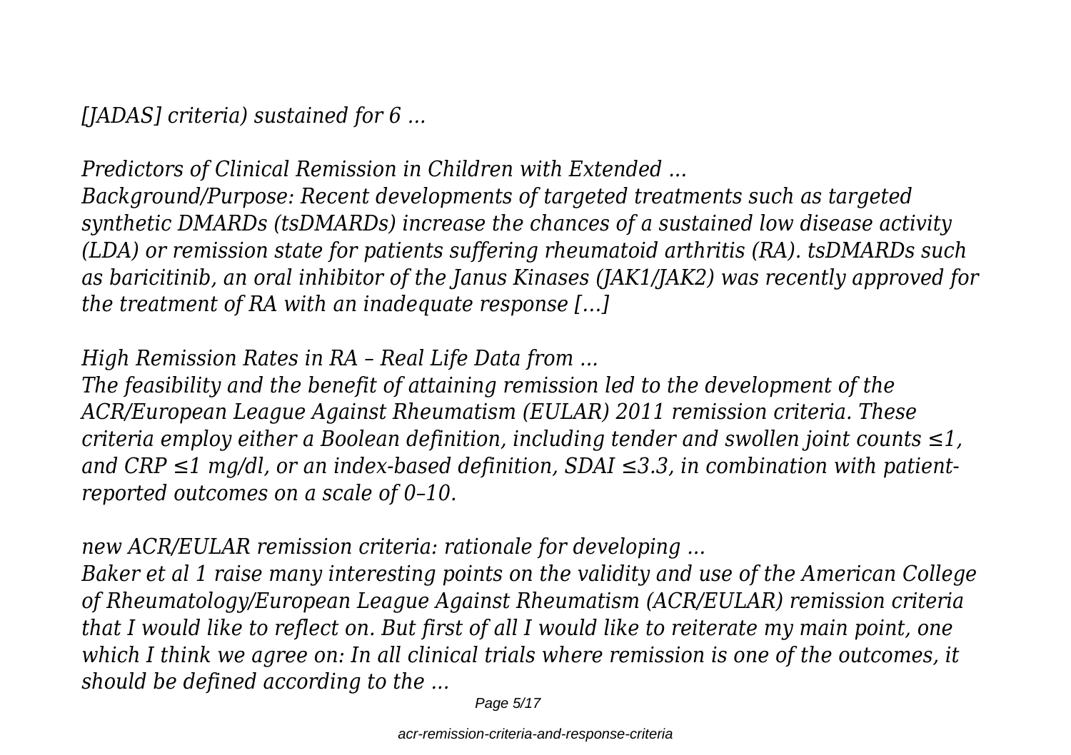*[JADAS] criteria) sustained for 6 ...*

*Predictors of Clinical Remission in Children with Extended ...*
*Background/Purpose: Recent developments of targeted treatments such as targeted synthetic DMARDs (tsDMARDs) increase the chances of a sustained low disease activity (LDA) or remission state for patients suffering rheumatoid arthritis (RA). tsDMARDs such as baricitinib, an oral inhibitor of the Janus Kinases (JAK1/JAK2) was recently approved for the treatment of RA with an inadequate response […]*

*High Remission Rates in RA – Real Life Data from ...*
*The feasibility and the benefit of attaining remission led to the development of the ACR/European League Against Rheumatism (EULAR) 2011 remission criteria. These criteria employ either a Boolean definition, including tender and swollen joint counts ≤1, and CRP ≤1 mg/dl, or an index-based definition, SDAI ≤3.3, in combination with patient-reported outcomes on a scale of 0–10.*

*new ACR/EULAR remission criteria: rationale for developing ...*
*Baker et al 1 raise many interesting points on the validity and use of the American College of Rheumatology/European League Against Rheumatism (ACR/EULAR) remission criteria that I would like to reflect on. But first of all I would like to reiterate my main point, one which I think we agree on: In all clinical trials where remission is one of the outcomes, it should be defined according to the ...*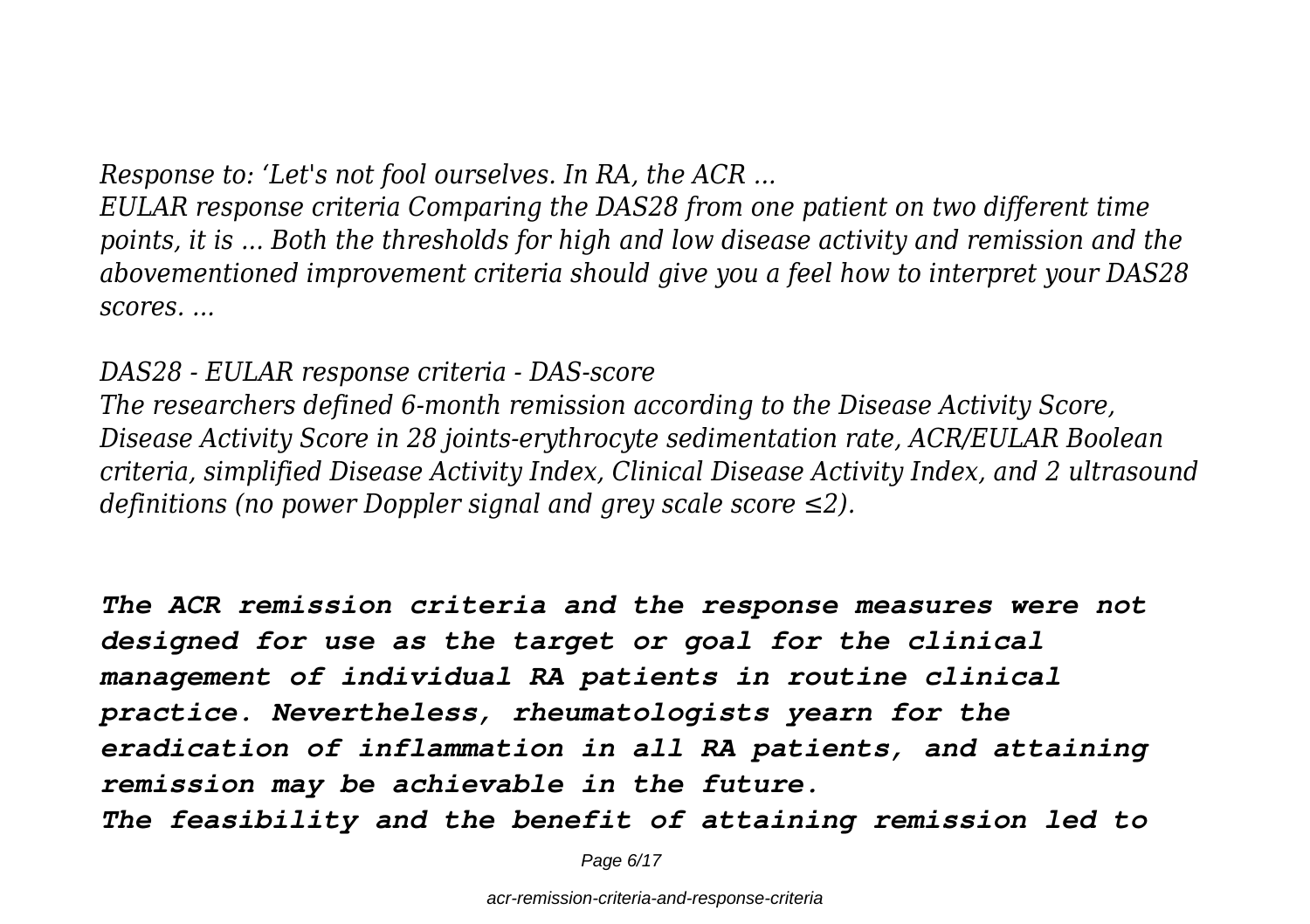*Response to: 'Let's not fool ourselves. In RA, the ACR ...*

*EULAR response criteria Comparing the DAS28 from one patient on two different time points, it is ... Both the thresholds for high and low disease activity and remission and the abovementioned improvement criteria should give you a feel how to interpret your DAS28 scores. ...*

*DAS28 - EULAR response criteria - DAS-score*

*The researchers defined 6-month remission according to the Disease Activity Score, Disease Activity Score in 28 joints-erythrocyte sedimentation rate, ACR/EULAR Boolean criteria, simplified Disease Activity Index, Clinical Disease Activity Index, and 2 ultrasound definitions (no power Doppler signal and grey scale score ≤2).*

***The ACR remission criteria and the response measures were not designed for use as the target or goal for the clinical management of individual RA patients in routine clinical practice. Nevertheless, rheumatologists yearn for the eradication of inflammation in all RA patients, and attaining remission may be achievable in the future.***

***The feasibility and the benefit of attaining remission led to***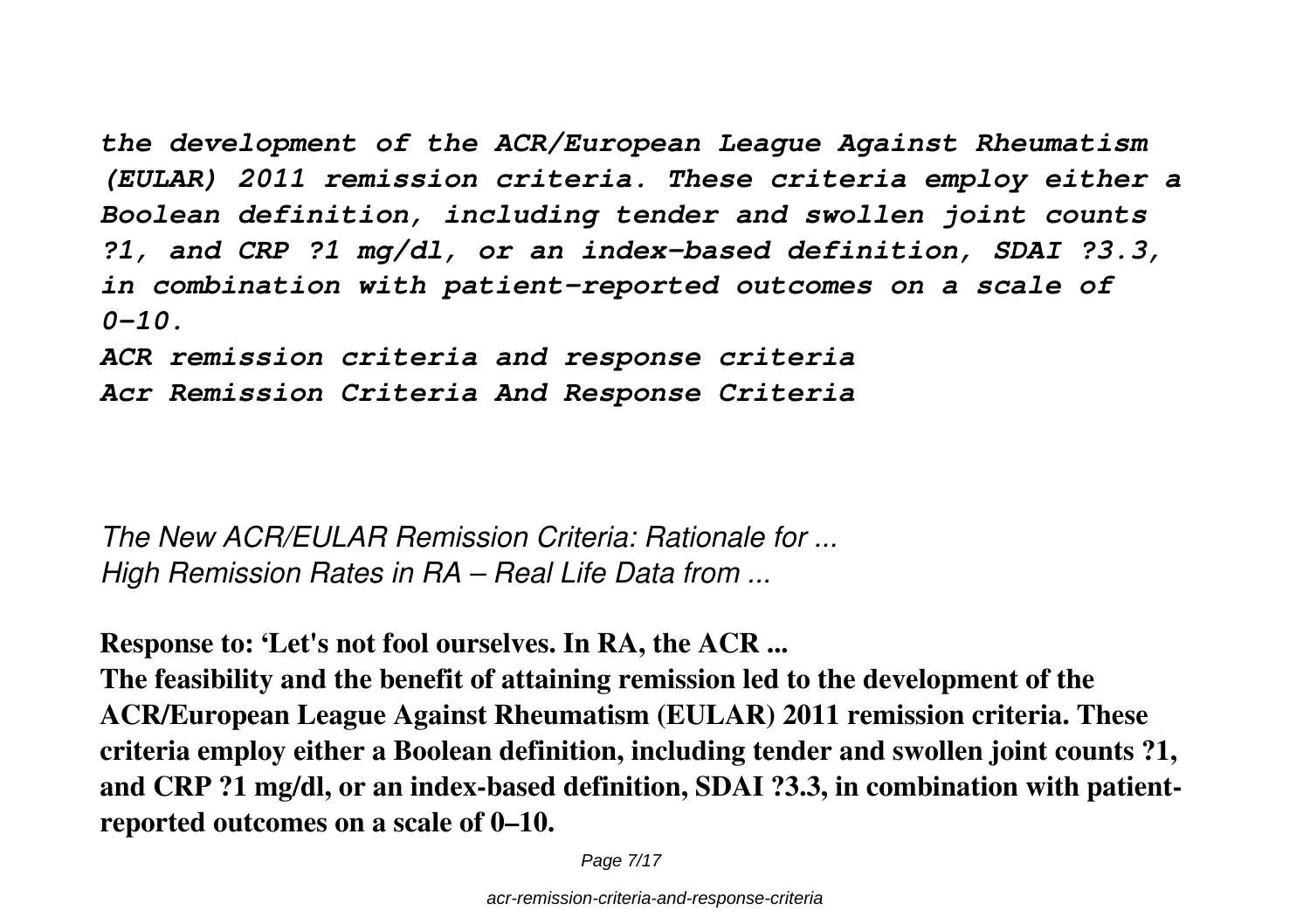*the development of the ACR/European League Against Rheumatism (EULAR) 2011 remission criteria. These criteria employ either a Boolean definition, including tender and swollen joint counts ?1, and CRP ?1 mg/dl, or an index-based definition, SDAI ?3.3, in combination with patient-reported outcomes on a scale of 0–10.*

*ACR remission criteria and response criteria*

*Acr Remission Criteria And Response Criteria*

*The New ACR/EULAR Remission Criteria: Rationale for ...*

*High Remission Rates in RA – Real Life Data from ...*

**Response to: 'Let's not fool ourselves. In RA, the ACR ...**

**The feasibility and the benefit of attaining remission led to the development of the ACR/European League Against Rheumatism (EULAR) 2011 remission criteria. These criteria employ either a Boolean definition, including tender and swollen joint counts ?1, and CRP ?1 mg/dl, or an index-based definition, SDAI ?3.3, in combination with patient-reported outcomes on a scale of 0–10.**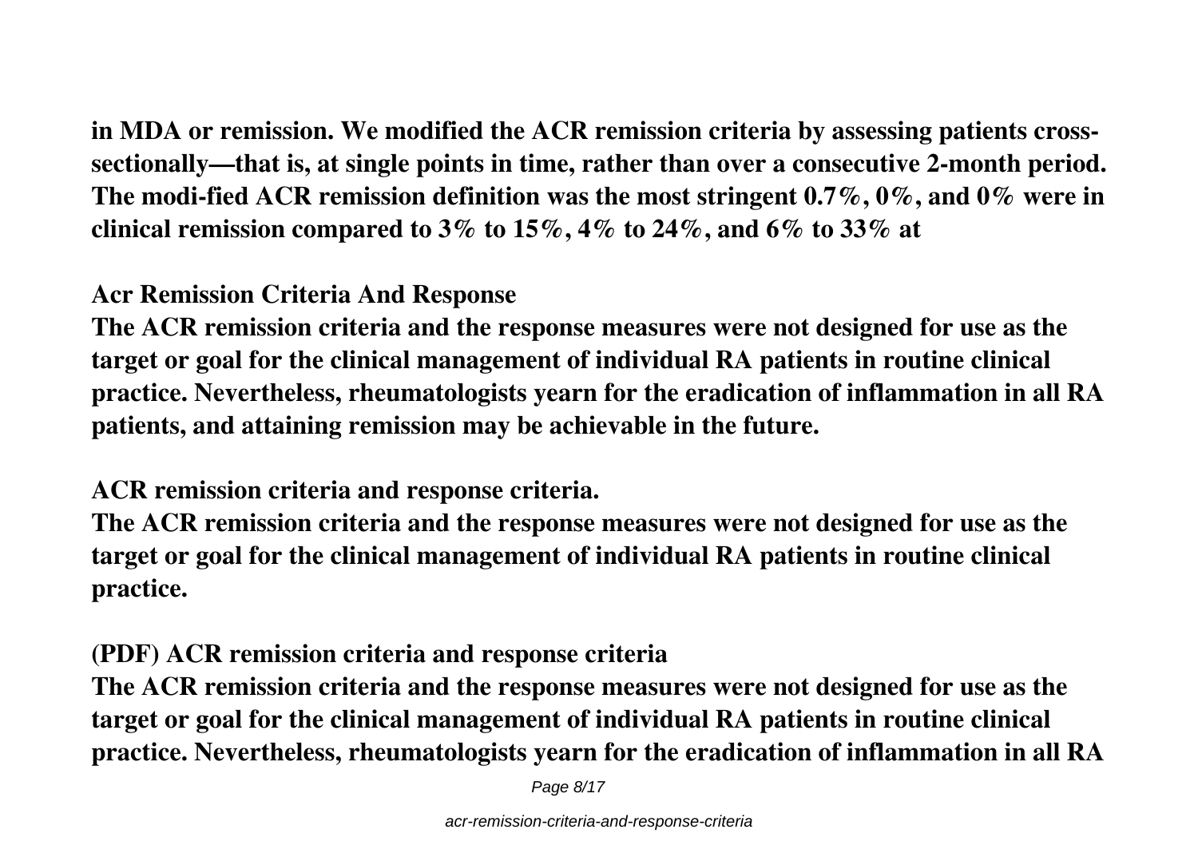**in MDA or remission. We modified the ACR remission criteria by assessing patients cross-sectionally—that is, at single points in time, rather than over a consecutive 2-month period. The modi-fied ACR remission definition was the most stringent 0.7%, 0%, and 0% were in clinical remission compared to 3% to 15%, 4% to 24%, and 6% to 33% at**

**Acr Remission Criteria And Response**

**The ACR remission criteria and the response measures were not designed for use as the target or goal for the clinical management of individual RA patients in routine clinical practice. Nevertheless, rheumatologists yearn for the eradication of inflammation in all RA patients, and attaining remission may be achievable in the future.**

**ACR remission criteria and response criteria.**

**The ACR remission criteria and the response measures were not designed for use as the target or goal for the clinical management of individual RA patients in routine clinical practice.**

**(PDF) ACR remission criteria and response criteria**

**The ACR remission criteria and the response measures were not designed for use as the target or goal for the clinical management of individual RA patients in routine clinical practice. Nevertheless, rheumatologists yearn for the eradication of inflammation in all RA**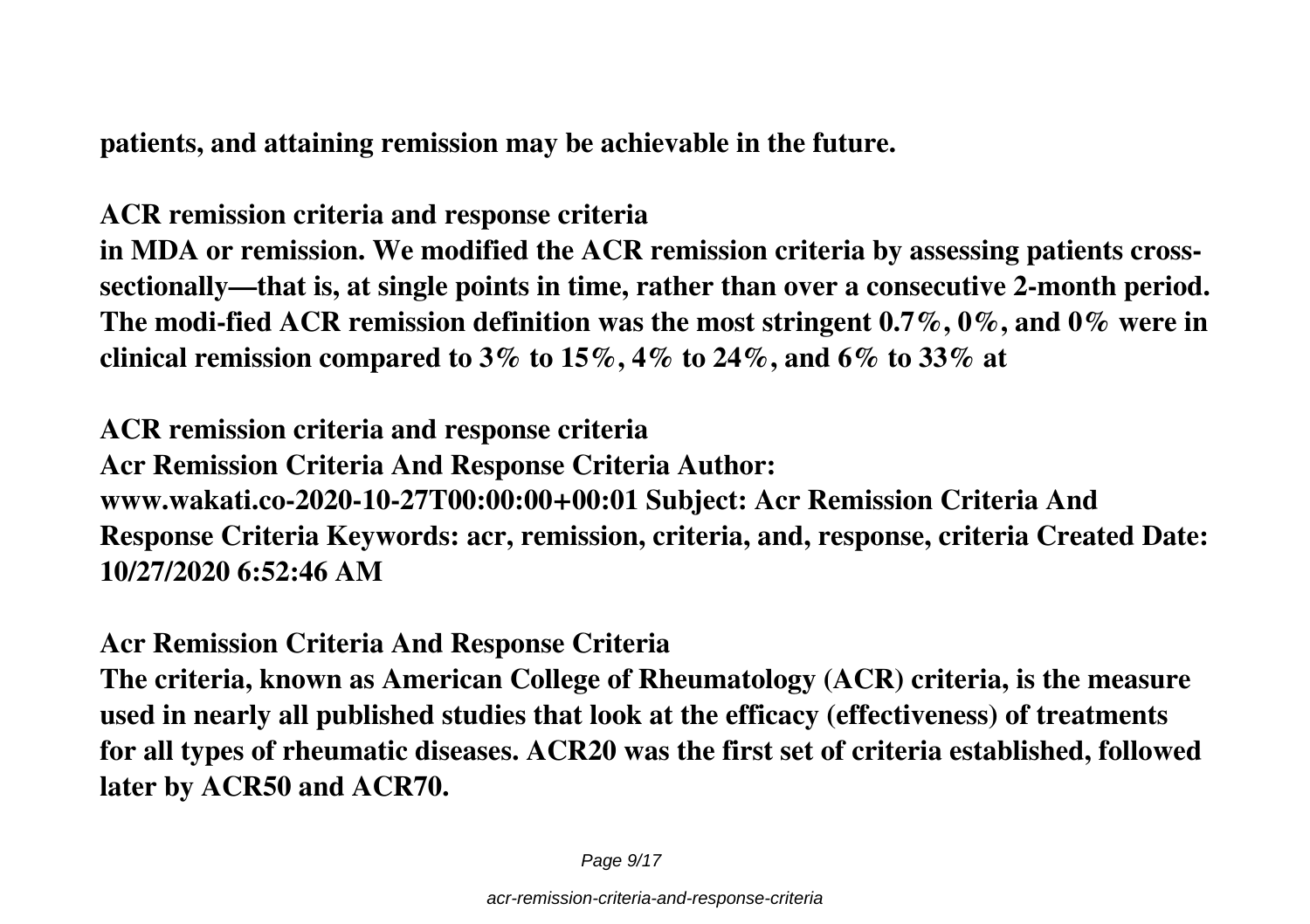**patients, and attaining remission may be achievable in the future.**

**ACR remission criteria and response criteria**

**in MDA or remission. We modified the ACR remission criteria by assessing patients cross-sectionally—that is, at single points in time, rather than over a consecutive 2-month period. The modi-fied ACR remission definition was the most stringent 0.7%, 0%, and 0% were in clinical remission compared to 3% to 15%, 4% to 24%, and 6% to 33% at**

**ACR remission criteria and response criteria**

**Acr Remission Criteria And Response Criteria Author: www.wakati.co-2020-10-27T00:00:00+00:01 Subject: Acr Remission Criteria And Response Criteria Keywords: acr, remission, criteria, and, response, criteria Created Date: 10/27/2020 6:52:46 AM**

**Acr Remission Criteria And Response Criteria**

**The criteria, known as American College of Rheumatology (ACR) criteria, is the measure used in nearly all published studies that look at the efficacy (effectiveness) of treatments for all types of rheumatic diseases. ACR20 was the first set of criteria established, followed later by ACR50 and ACR70.**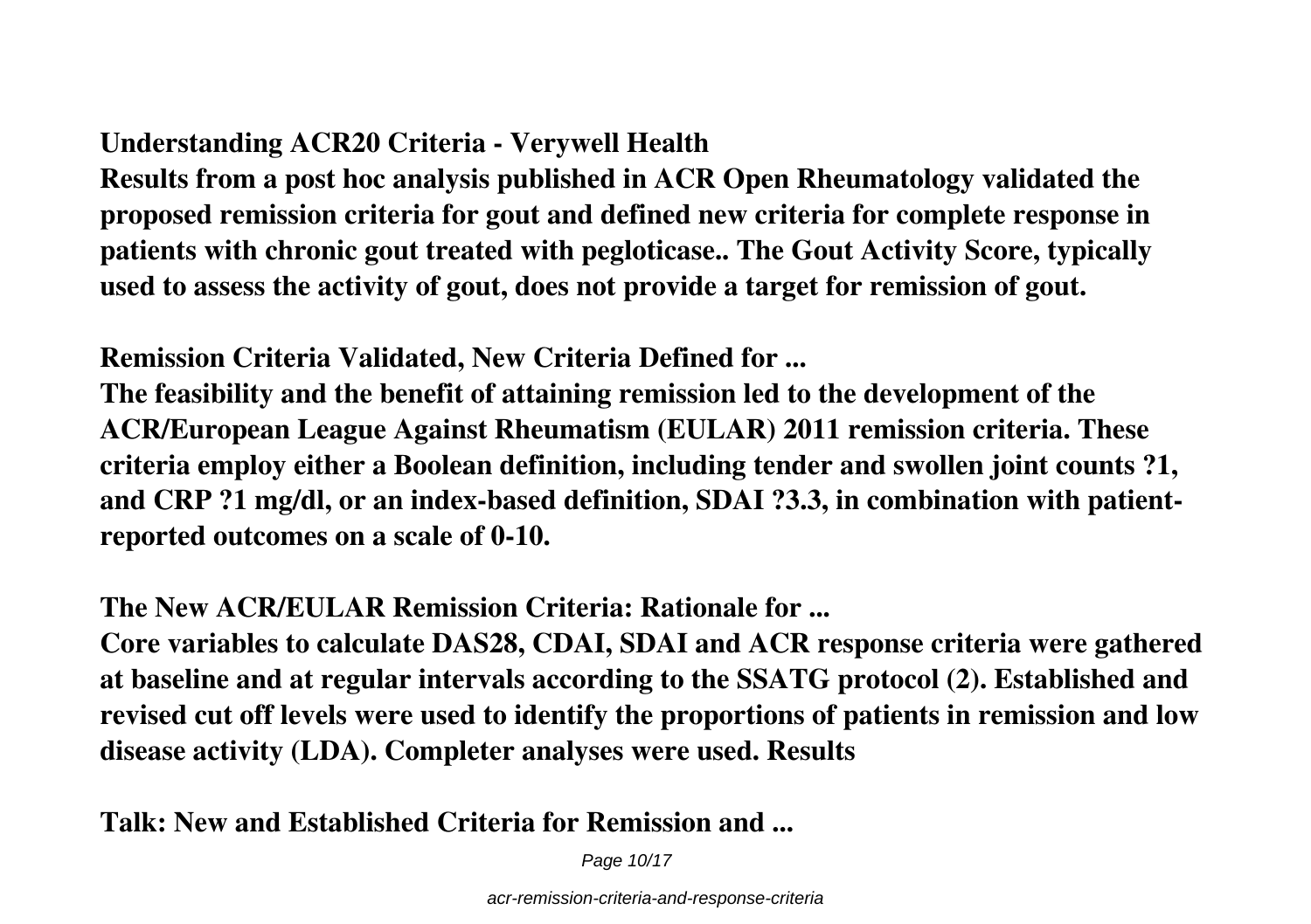**Understanding ACR20 Criteria - Verywell Health**

**Results from a post hoc analysis published in ACR Open Rheumatology validated the proposed remission criteria for gout and defined new criteria for complete response in patients with chronic gout treated with pegloticase.. The Gout Activity Score, typically used to assess the activity of gout, does not provide a target for remission of gout.**

**Remission Criteria Validated, New Criteria Defined for ...**

**The feasibility and the benefit of attaining remission led to the development of the ACR/European League Against Rheumatism (EULAR) 2011 remission criteria. These criteria employ either a Boolean definition, including tender and swollen joint counts ?1, and CRP ?1 mg/dl, or an index-based definition, SDAI ?3.3, in combination with patient-reported outcomes on a scale of 0-10.**

**The New ACR/EULAR Remission Criteria: Rationale for ...**

**Core variables to calculate DAS28, CDAI, SDAI and ACR response criteria were gathered at baseline and at regular intervals according to the SSATG protocol (2). Established and revised cut off levels were used to identify the proportions of patients in remission and low disease activity (LDA). Completer analyses were used. Results**

**Talk: New and Established Criteria for Remission and ...**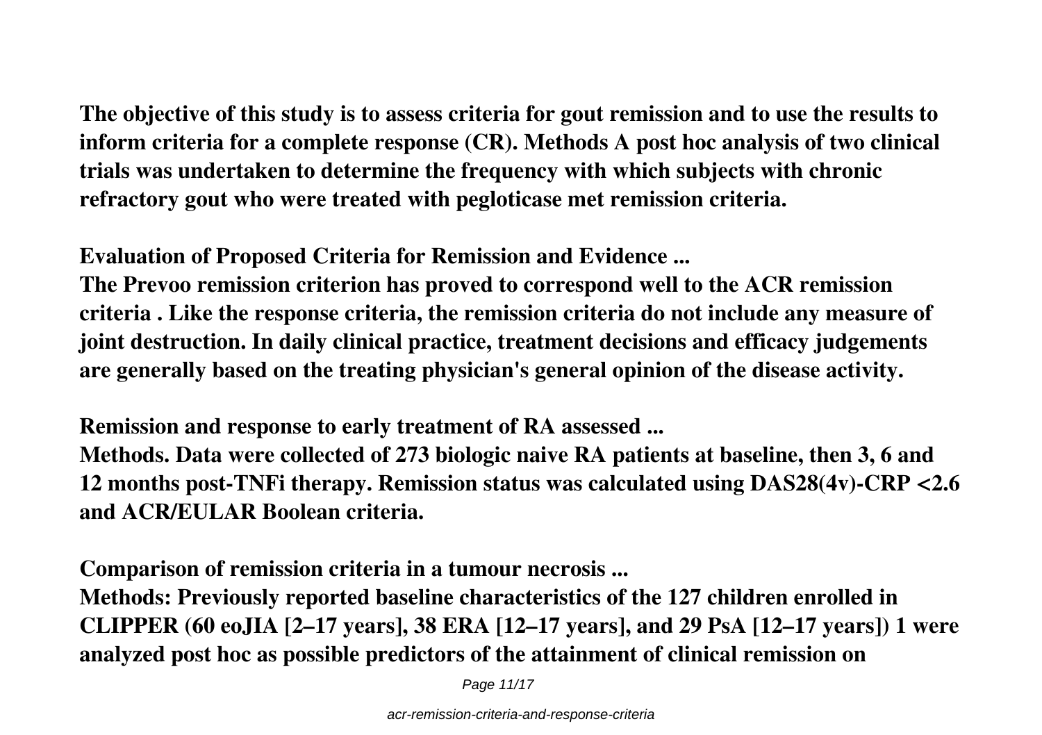**The objective of this study is to assess criteria for gout remission and to use the results to inform criteria for a complete response (CR). Methods A post hoc analysis of two clinical trials was undertaken to determine the frequency with which subjects with chronic refractory gout who were treated with pegloticase met remission criteria.**

**Evaluation of Proposed Criteria for Remission and Evidence ...**

**The Prevoo remission criterion has proved to correspond well to the ACR remission criteria . Like the response criteria, the remission criteria do not include any measure of joint destruction. In daily clinical practice, treatment decisions and efficacy judgements are generally based on the treating physician's general opinion of the disease activity.**

**Remission and response to early treatment of RA assessed ...**

**Methods. Data were collected of 273 biologic naive RA patients at baseline, then 3, 6 and 12 months post-TNFi therapy. Remission status was calculated using DAS28(4v)-CRP <2.6 and ACR/EULAR Boolean criteria.**

**Comparison of remission criteria in a tumour necrosis ...**

**Methods: Previously reported baseline characteristics of the 127 children enrolled in CLIPPER (60 eoJIA [2–17 years], 38 ERA [12–17 years], and 29 PsA [12–17 years]) 1 were analyzed post hoc as possible predictors of the attainment of clinical remission on**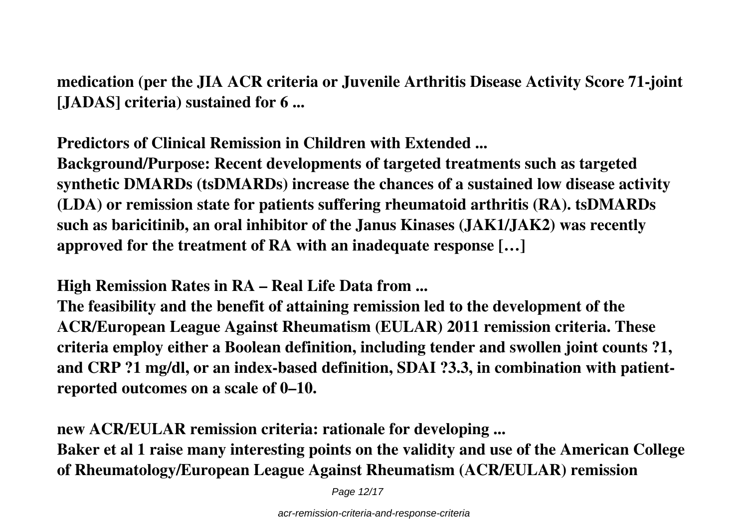**medication (per the JIA ACR criteria or Juvenile Arthritis Disease Activity Score 71-joint [JADAS] criteria) sustained for 6 ...**

**Predictors of Clinical Remission in Children with Extended ...**

**Background/Purpose: Recent developments of targeted treatments such as targeted synthetic DMARDs (tsDMARDs) increase the chances of a sustained low disease activity (LDA) or remission state for patients suffering rheumatoid arthritis (RA). tsDMARDs such as baricitinib, an oral inhibitor of the Janus Kinases (JAK1/JAK2) was recently approved for the treatment of RA with an inadequate response […]**

**High Remission Rates in RA – Real Life Data from ...**

**The feasibility and the benefit of attaining remission led to the development of the ACR/European League Against Rheumatism (EULAR) 2011 remission criteria. These criteria employ either a Boolean definition, including tender and swollen joint counts ?1, and CRP ?1 mg/dl, or an index-based definition, SDAI ?3.3, in combination with patient-reported outcomes on a scale of 0–10.**

**new ACR/EULAR remission criteria: rationale for developing ...**

**Baker et al 1 raise many interesting points on the validity and use of the American College of Rheumatology/European League Against Rheumatism (ACR/EULAR) remission**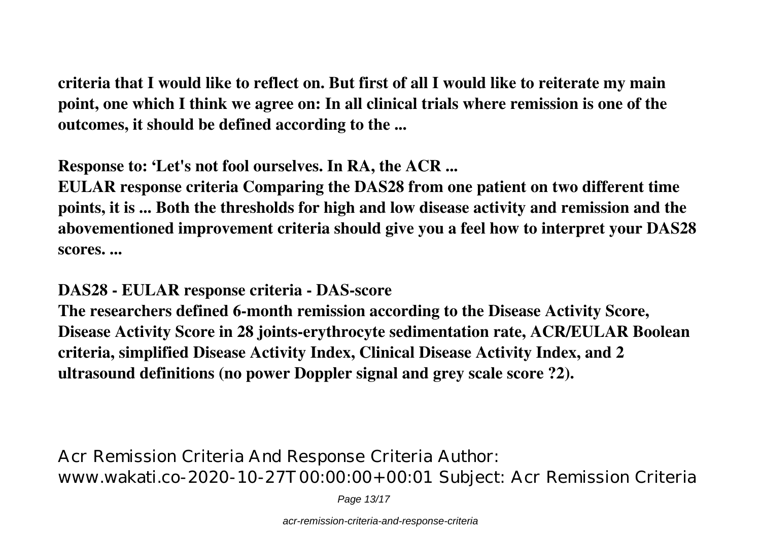**criteria that I would like to reflect on. But first of all I would like to reiterate my main point, one which I think we agree on: In all clinical trials where remission is one of the outcomes, it should be defined according to the ...**

**Response to: 'Let's not fool ourselves. In RA, the ACR ...**

**EULAR response criteria Comparing the DAS28 from one patient on two different time points, it is ... Both the thresholds for high and low disease activity and remission and the abovementioned improvement criteria should give you a feel how to interpret your DAS28 scores. ...**

**DAS28 - EULAR response criteria - DAS-score**

**The researchers defined 6-month remission according to the Disease Activity Score, Disease Activity Score in 28 joints-erythrocyte sedimentation rate, ACR/EULAR Boolean criteria, simplified Disease Activity Index, Clinical Disease Activity Index, and 2 ultrasound definitions (no power Doppler signal and grey scale score ?2).**

Acr Remission Criteria And Response Criteria Author: www.wakati.co-2020-10-27T00:00:00+00:01 Subject: Acr Remission Criteria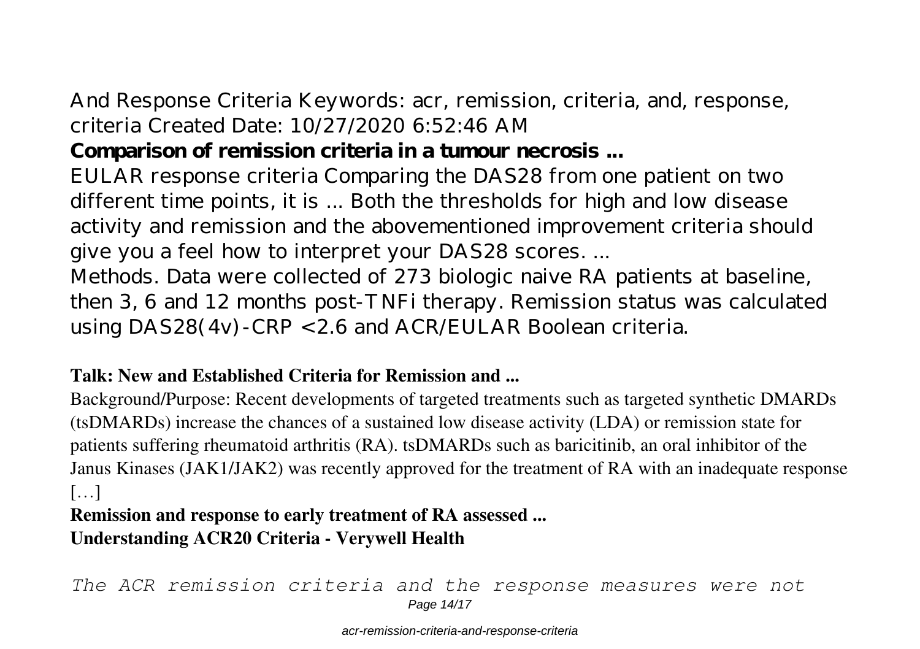And Response Criteria Keywords: acr, remission, criteria, and, response, criteria Created Date: 10/27/2020 6:52:46 AM

**Comparison of remission criteria in a tumour necrosis ...**

EULAR response criteria Comparing the DAS28 from one patient on two different time points, it is ... Both the thresholds for high and low disease activity and remission and the abovementioned improvement criteria should give you a feel how to interpret your DAS28 scores. ...

Methods. Data were collected of 273 biologic naive RA patients at baseline, then 3, 6 and 12 months post-TNFi therapy. Remission status was calculated using DAS28(4v)-CRP <2.6 and ACR/EULAR Boolean criteria.

**Talk: New and Established Criteria for Remission and ...**

Background/Purpose: Recent developments of targeted treatments such as targeted synthetic DMARDs (tsDMARDs) increase the chances of a sustained low disease activity (LDA) or remission state for patients suffering rheumatoid arthritis (RA). tsDMARDs such as baricitinib, an oral inhibitor of the Janus Kinases (JAK1/JAK2) was recently approved for the treatment of RA with an inadequate response […]

**Remission and response to early treatment of RA assessed ...**

**Understanding ACR20 Criteria - Verywell Health**

*The ACR remission criteria and the response measures were not*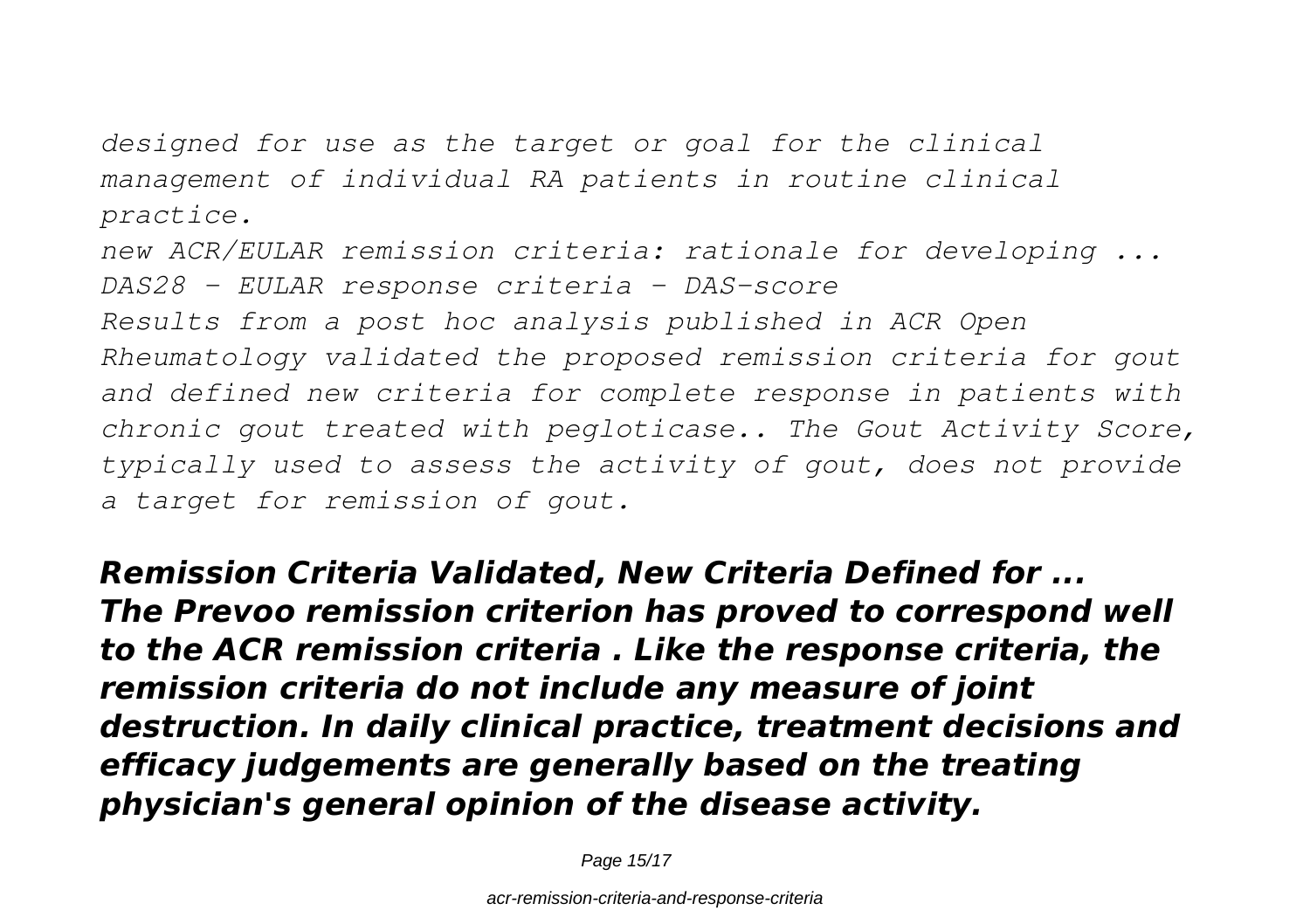*designed for use as the target or goal for the clinical management of individual RA patients in routine clinical practice.*

*new ACR/EULAR remission criteria: rationale for developing ...*

*DAS28 - EULAR response criteria - DAS-score*

*Results from a post hoc analysis published in ACR Open Rheumatology validated the proposed remission criteria for gout and defined new criteria for complete response in patients with chronic gout treated with pegloticase.. The Gout Activity Score, typically used to assess the activity of gout, does not provide a target for remission of gout.*

***Remission Criteria Validated, New Criteria Defined for ...***

***The Prevoo remission criterion has proved to correspond well to the ACR remission criteria . Like the response criteria, the remission criteria do not include any measure of joint destruction. In daily clinical practice, treatment decisions and efficacy judgements are generally based on the treating physician's general opinion of the disease activity.***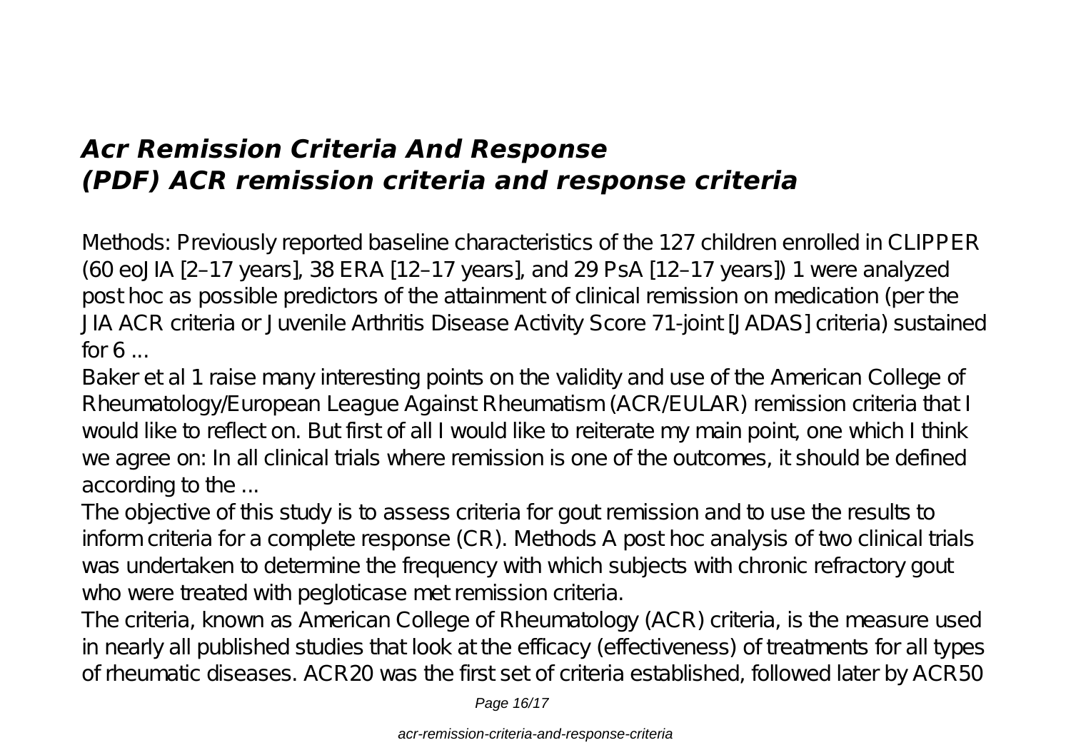## *Acr Remission Criteria And Response*
## *(PDF) ACR remission criteria and response criteria*

Methods: Previously reported baseline characteristics of the 127 children enrolled in CLIPPER (60 eoJIA [2–17 years], 38 ERA [12–17 years], and 29 PsA [12–17 years]) 1 were analyzed post hoc as possible predictors of the attainment of clinical remission on medication (per the JIA ACR criteria or Juvenile Arthritis Disease Activity Score 71-joint [JADAS] criteria) sustained for 6 ...

Baker et al 1 raise many interesting points on the validity and use of the American College of Rheumatology/European League Against Rheumatism (ACR/EULAR) remission criteria that I would like to reflect on. But first of all I would like to reiterate my main point, one which I think we agree on: In all clinical trials where remission is one of the outcomes, it should be defined according to the ...

The objective of this study is to assess criteria for gout remission and to use the results to inform criteria for a complete response (CR). Methods A post hoc analysis of two clinical trials was undertaken to determine the frequency with which subjects with chronic refractory gout who were treated with pegloticase met remission criteria.

The criteria, known as American College of Rheumatology (ACR) criteria, is the measure used in nearly all published studies that look at the efficacy (effectiveness) of treatments for all types of rheumatic diseases. ACR20 was the first set of criteria established, followed later by ACR50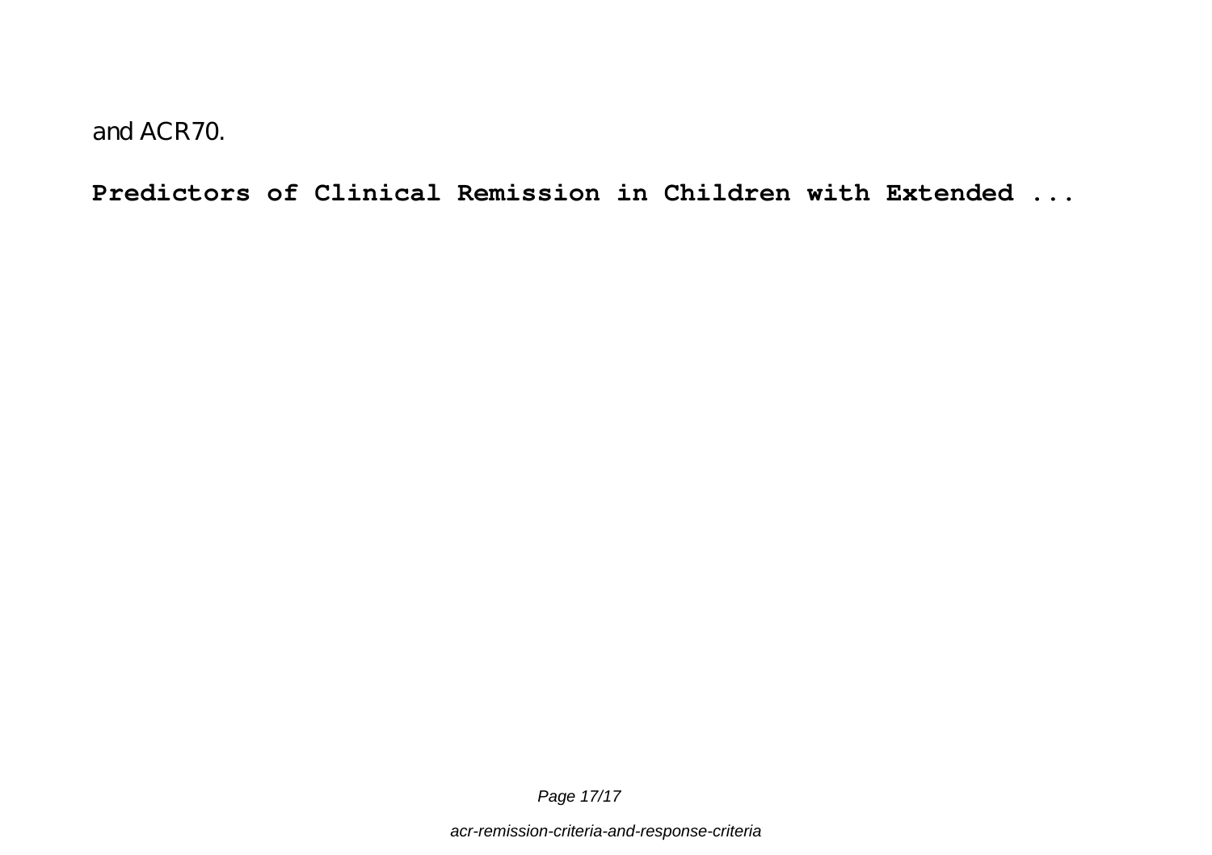and ACR70.

**Predictors of Clinical Remission in Children with Extended ...**